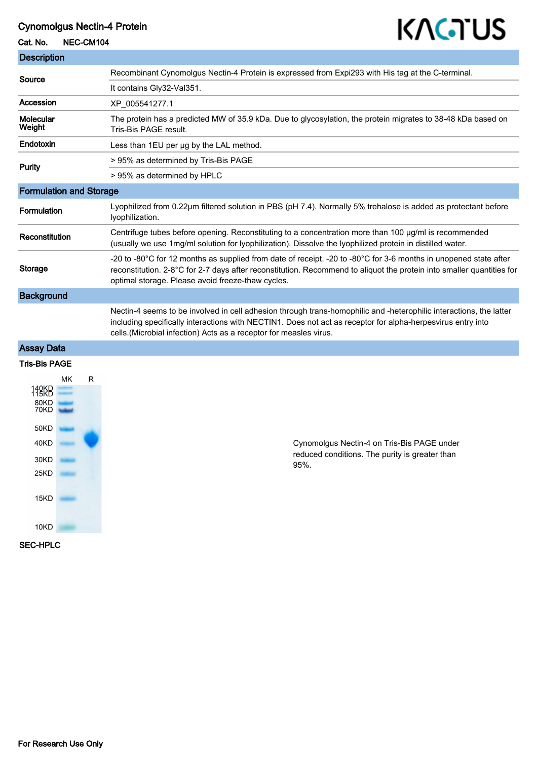# Cynomolgus Nectin-4 Protein

**Cat. No.** NEC-CM104

KACTUS

## Description

| | |
|---|---|
| **Source** | Recombinant Cynomolgus Nectin-4 Protein is expressed from Expi293 with His tag at the C-terminal. |
| | It contains Gly32-Val351. |
| **Accession** | XP_005541277.1 |
| **Molecular Weight** | The protein has a predicted MW of 35.9 kDa. Due to glycosylation, the protein migrates to 38-48 kDa based on Tris-Bis PAGE result. |
| **Endotoxin** | Less than 1EU per μg by the LAL method. |
| **Purity** | > 95% as determined by Tris-Bis PAGE |
| | > 95% as determined by HPLC |

## Formulation and Storage

| | |
|---|---|
| **Formulation** | Lyophilized from 0.22μm filtered solution in PBS (pH 7.4). Normally 5% trehalose is added as protectant before lyophilization. |
| **Reconstitution** | Centrifuge tubes before opening. Reconstituting to a concentration more than 100 μg/ml is recommended (usually we use 1mg/ml solution for lyophilization). Dissolve the lyophilized protein in distilled water. |
| **Storage** | -20 to -80°C for 12 months as supplied from date of receipt. -20 to -80°C for 3-6 months in unopened state after reconstitution. 2-8°C for 2-7 days after reconstitution. Recommend to aliquot the protein into smaller quantities for optimal storage. Please avoid freeze-thaw cycles. |

## Background

Nectin-4 seems to be involved in cell adhesion through trans-homophilic and -heterophilic interactions, the latter including specifically interactions with NECTIN1. Does not act as receptor for alpha-herpesvirus entry into cells.(Microbial infection) Acts as a receptor for measles virus.

## Assay Data

### Tris-Bis PAGE

MK R

140KD 115KD 80KD 70KD 50KD 40KD 30KD 25KD 15KD 10KD

Cynomolgus Nectin-4 on Tris-Bis PAGE under reduced conditions. The purity is greater than 95%.

### SEC-HPLC

For Research Use Only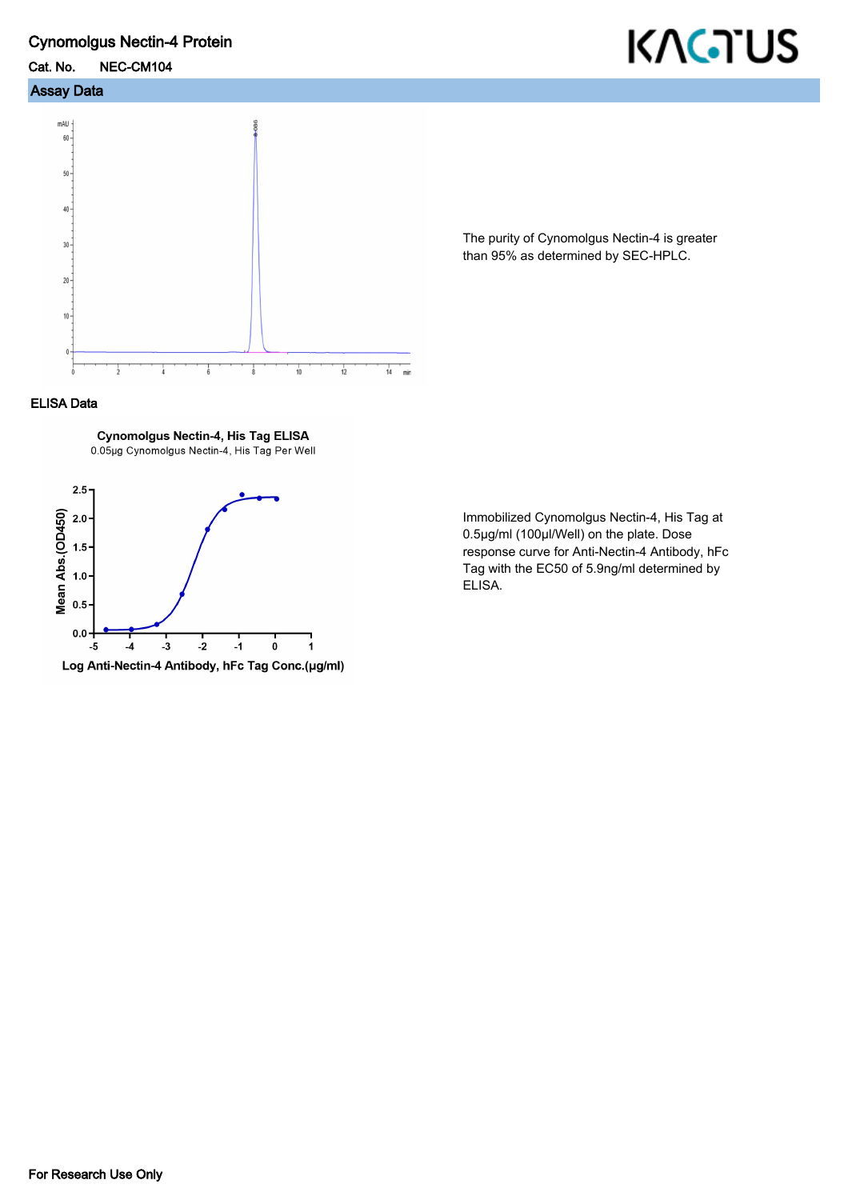# Cynomolgus Nectin-4 Protein

Cat. No. NEC-CM104

## Assay Data

mAU

60

50

40

30

20

10

0

0 2 4 6 8 10 12 14 min

The purity of Cynomolgus Nectin-4 is greater than 95% as determined by SEC-HPLC.

### ELISA Data

**Cynomolgus Nectin-4, His Tag ELISA**

0.05μg Cynomolgus Nectin-4, His Tag Per Well

Mean Abs.(OD450)

2.5

2.0

1.5

1.0

0.5

0.0

-5 -4 -3 -2 -1 0 1

Log Anti-Nectin-4 Antibody, hFc Tag Conc.(μg/ml)

Immobilized Cynomolgus Nectin-4, His Tag at 0.5μg/ml (100μl/Well) on the plate. Dose response curve for Anti-Nectin-4 Antibody, hFc Tag with the EC50 of 5.9ng/ml determined by ELISA.

For Research Use Only